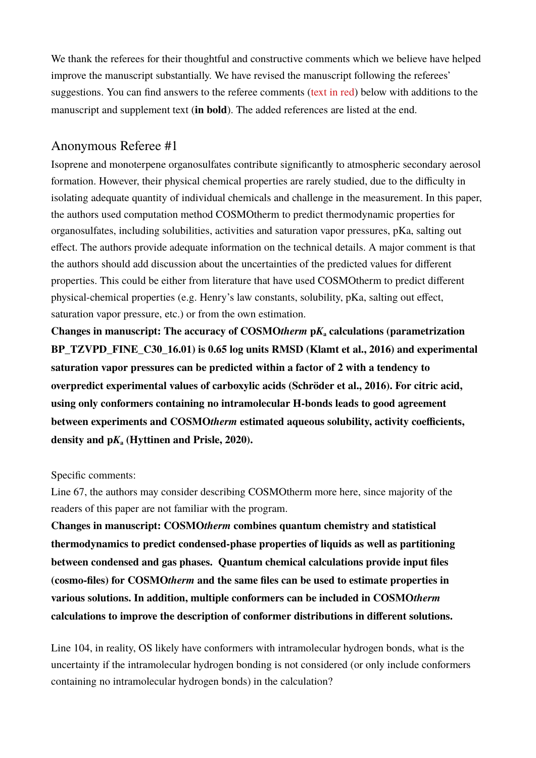We thank the referees for their thoughtful and constructive comments which we believe have helped improve the manuscript substantially. We have revised the manuscript following the referees' suggestions. You can find answers to the referee comments (text in red) below with additions to the manuscript and supplement text (**in bold**). The added references are listed at the end.

## Anonymous Referee #1

Isoprene and monoterpene organosulfates contribute significantly to atmospheric secondary aerosol formation. However, their physical chemical properties are rarely studied, due to the difficulty in isolating adequate quantity of individual chemicals and challenge in the measurement. In this paper, the authors used computation method COSMOtherm to predict thermodynamic properties for organosulfates, including solubilities, activities and saturation vapor pressures, pKa, salting out effect. The authors provide adequate information on the technical details. A major comment is that the authors should add discussion about the uncertainties of the predicted values for different properties. This could be either from literature that have used COSMOtherm to predict different physical-chemical properties (e.g. Henry's law constants, solubility, pKa, salting out effect, saturation vapor pressure, etc.) or from the own estimation.

**Changes in manuscript: The accuracy of COSMO*therm* p$K_a$ calculations (parametrization BP_TZVPD_FINE_C30_16.01) is 0.65 log units RMSD (Klamt et al., 2016) and experimental saturation vapor pressures can be predicted within a factor of 2 with a tendency to overpredict experimental values of carboxylic acids (Schröder et al., 2016). For citric acid, using only conformers containing no intramolecular H-bonds leads to good agreement between experiments and COSMO*therm* estimated aqueous solubility, activity coefficients, density and p$K_a$ (Hyttinen and Prisle, 2020).**

Specific comments:

Line 67, the authors may consider describing COSMOtherm more here, since majority of the readers of this paper are not familiar with the program.

**Changes in manuscript: COSMO*therm* combines quantum chemistry and statistical thermodynamics to predict condensed-phase properties of liquids as well as partitioning between condensed and gas phases. Quantum chemical calculations provide input files (cosmo-files) for COSMO*therm* and the same files can be used to estimate properties in various solutions. In addition, multiple conformers can be included in COSMO*therm* calculations to improve the description of conformer distributions in different solutions.**

Line 104, in reality, OS likely have conformers with intramolecular hydrogen bonds, what is the uncertainty if the intramolecular hydrogen bonding is not considered (or only include conformers containing no intramolecular hydrogen bonds) in the calculation?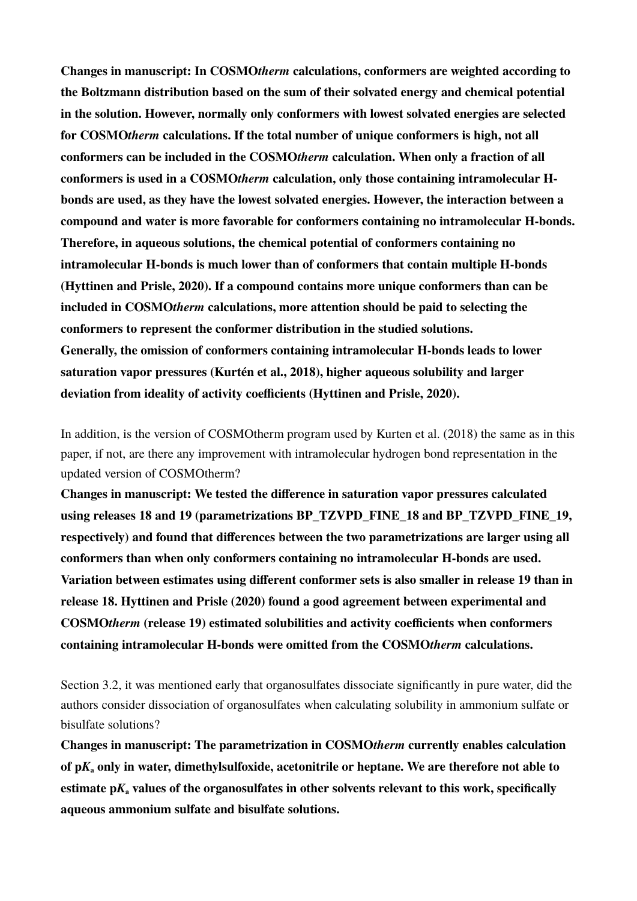**Changes in manuscript: In COSMO*therm* calculations, conformers are weighted according to the Boltzmann distribution based on the sum of their solvated energy and chemical potential in the solution. However, normally only conformers with lowest solvated energies are selected for COSMO*therm* calculations. If the total number of unique conformers is high, not all conformers can be included in the COSMO*therm* calculation. When only a fraction of all conformers is used in a COSMO*therm* calculation, only those containing intramolecular H-bonds are used, as they have the lowest solvated energies. However, the interaction between a compound and water is more favorable for conformers containing no intramolecular H-bonds. Therefore, in aqueous solutions, the chemical potential of conformers containing no intramolecular H-bonds is much lower than of conformers that contain multiple H-bonds (Hyttinen and Prisle, 2020). If a compound contains more unique conformers than can be included in COSMO*therm* calculations, more attention should be paid to selecting the conformers to represent the conformer distribution in the studied solutions.**
**Generally, the omission of conformers containing intramolecular H-bonds leads to lower saturation vapor pressures (Kurtén et al., 2018), higher aqueous solubility and larger deviation from ideality of activity coefficients (Hyttinen and Prisle, 2020).**

In addition, is the version of COSMOtherm program used by Kurten et al. (2018) the same as in this paper, if not, are there any improvement with intramolecular hydrogen bond representation in the updated version of COSMOtherm?
**Changes in manuscript: We tested the difference in saturation vapor pressures calculated using releases 18 and 19 (parametrizations BP_TZVPD_FINE_18 and BP_TZVPD_FINE_19, respectively) and found that differences between the two parametrizations are larger using all conformers than when only conformers containing no intramolecular H-bonds are used. Variation between estimates using different conformer sets is also smaller in release 19 than in release 18. Hyttinen and Prisle (2020) found a good agreement between experimental and COSMO*therm* (release 19) estimated solubilities and activity coefficients when conformers containing intramolecular H-bonds were omitted from the COSMO*therm* calculations.**

Section 3.2, it was mentioned early that organosulfates dissociate significantly in pure water, did the authors consider dissociation of organosulfates when calculating solubility in ammonium sulfate or bisulfate solutions?
**Changes in manuscript: The parametrization in COSMO*therm* currently enables calculation of $pK_a$ only in water, dimethylsulfoxide, acetonitrile or heptane. We are therefore not able to estimate $pK_a$ values of the organosulfates in other solvents relevant to this work, specifically aqueous ammonium sulfate and bisulfate solutions.**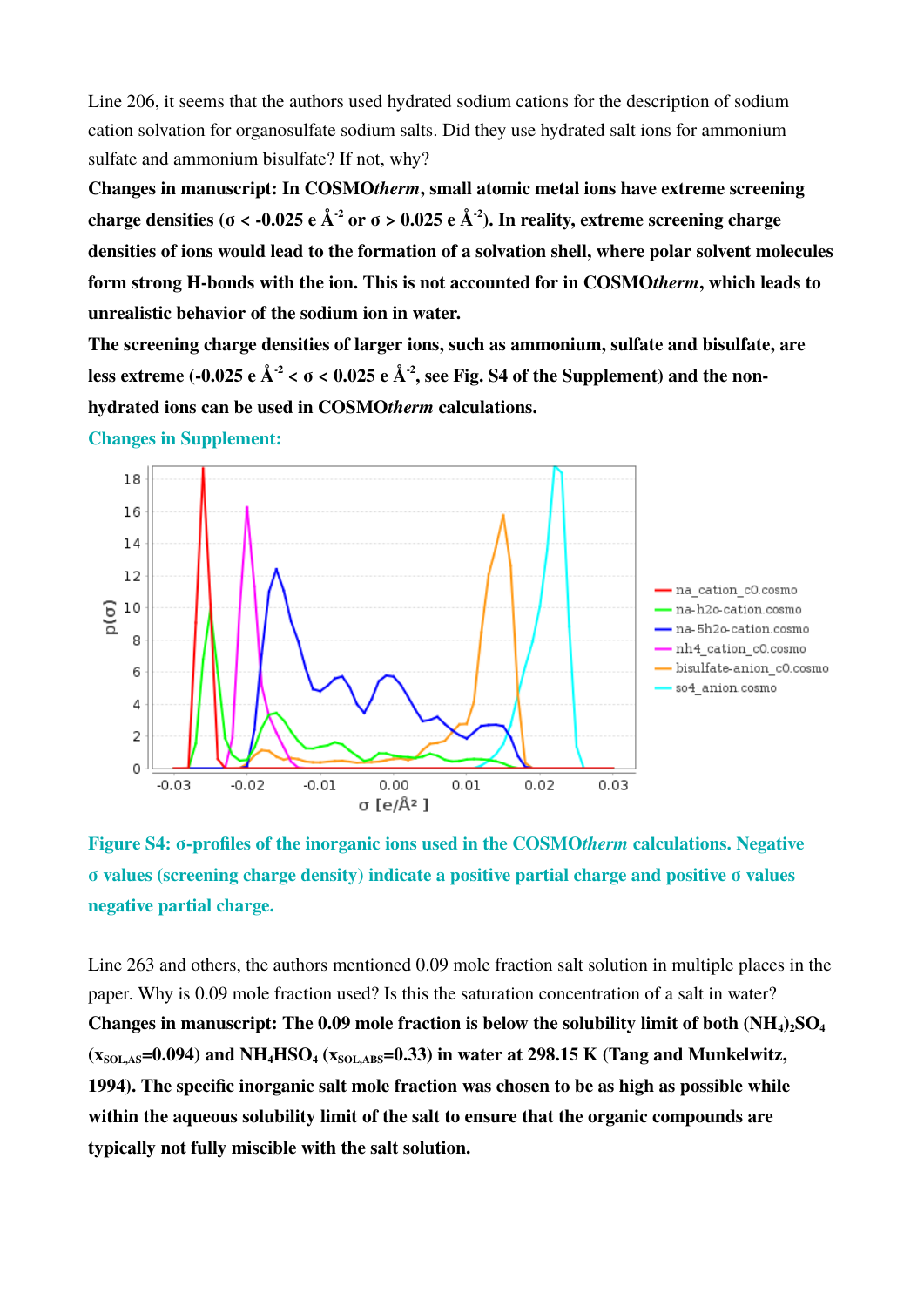Line 206, it seems that the authors used hydrated sodium cations for the description of sodium cation solvation for organosulfate sodium salts. Did they use hydrated salt ions for ammonium sulfate and ammonium bisulfate? If not, why?

**Changes in manuscript: In COSMO*therm*, small atomic metal ions have extreme screening charge densities ($\sigma$ < -0.025 e Å$^{-2}$ or $\sigma$ > 0.025 e Å$^{-2}$). In reality, extreme screening charge densities of ions would lead to the formation of a solvation shell, where polar solvent molecules form strong H-bonds with the ion. This is not accounted for in COSMO*therm*, which leads to unrealistic behavior of the sodium ion in water.**

**The screening charge densities of larger ions, such as ammonium, sulfate and bisulfate, are less extreme (-0.025 e Å$^{-2}$ < $\sigma$ < 0.025 e Å$^{-2}$, see Fig. S4 of the Supplement) and the non-hydrated ions can be used in COSMO*therm* calculations.**

**Changes in Supplement:**

**Figure S4: $\sigma$-profiles of the inorganic ions used in the COSMO*therm* calculations. Negative $\sigma$ values (screening charge density) indicate a positive partial charge and positive $\sigma$ values negative partial charge.**

Line 263 and others, the authors mentioned 0.09 mole fraction salt solution in multiple places in the paper. Why is 0.09 mole fraction used? Is this the saturation concentration of a salt in water?

**Changes in manuscript: The 0.09 mole fraction is below the solubility limit of both $(NH_4)_2SO_4$ ($x_{SOL,AS}$=0.094) and $NH_4HSO_4$ ($x_{SOL,ABS}$=0.33) in water at 298.15 K (Tang and Munkelwitz, 1994). The specific inorganic salt mole fraction was chosen to be as high as possible while within the aqueous solubility limit of the salt to ensure that the organic compounds are typically not fully miscible with the salt solution.**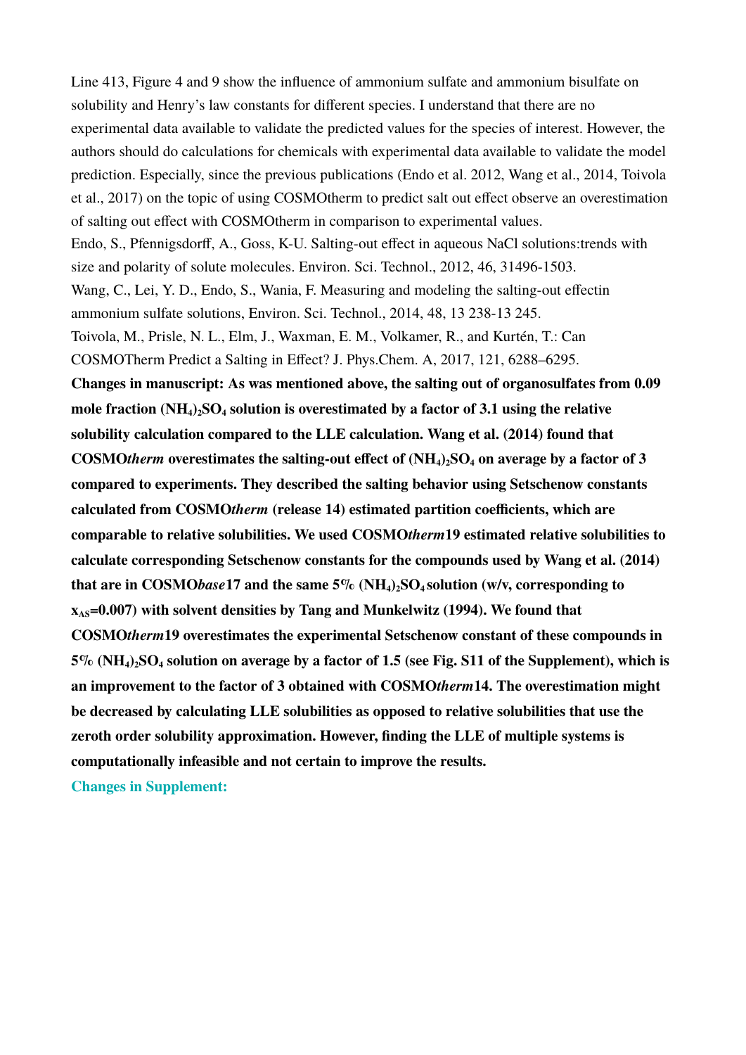Line 413, Figure 4 and 9 show the influence of ammonium sulfate and ammonium bisulfate on solubility and Henry's law constants for different species. I understand that there are no experimental data available to validate the predicted values for the species of interest. However, the authors should do calculations for chemicals with experimental data available to validate the model prediction. Especially, since the previous publications (Endo et al. 2012, Wang et al., 2014, Toivola et al., 2017) on the topic of using COSMOtherm to predict salt out effect observe an overestimation of salting out effect with COSMOtherm in comparison to experimental values.

Endo, S., Pfennigsdorff, A., Goss, K-U. Salting-out effect in aqueous NaCl solutions:trends with size and polarity of solute molecules. Environ. Sci. Technol., 2012, 46, 31496-1503.

Wang, C., Lei, Y. D., Endo, S., Wania, F. Measuring and modeling the salting-out effectin ammonium sulfate solutions, Environ. Sci. Technol., 2014, 48, 13 238-13 245.

Toivola, M., Prisle, N. L., Elm, J., Waxman, E. M., Volkamer, R., and Kurtén, T.: Can COSMOTherm Predict a Salting in Effect? J. Phys.Chem. A, 2017, 121, 6288–6295.

**Changes in manuscript: As was mentioned above, the salting out of organosulfates from 0.09 mole fraction $(NH_4)_2SO_4$ solution is overestimated by a factor of 3.1 using the relative solubility calculation compared to the LLE calculation. Wang et al. (2014) found that COSMO*therm* overestimates the salting-out effect of $(NH_4)_2SO_4$ on average by a factor of 3 compared to experiments. They described the salting behavior using Setschenow constants calculated from COSMO*therm* (release 14) estimated partition coefficients, which are comparable to relative solubilities. We used COSMO*therm*19 estimated relative solubilities to calculate corresponding Setschenow constants for the compounds used by Wang et al. (2014) that are in COSMO*base*17 and the same 5% $(NH_4)_2SO_4$ solution (w/v, corresponding to $x_{AS}$=0.007) with solvent densities by Tang and Munkelwitz (1994). We found that COSMO*therm*19 overestimates the experimental Setschenow constant of these compounds in 5% $(NH_4)_2SO_4$ solution on average by a factor of 1.5 (see Fig. S11 of the Supplement), which is an improvement to the factor of 3 obtained with COSMO*therm*14. The overestimation might be decreased by calculating LLE solubilities as opposed to relative solubilities that use the zeroth order solubility approximation. However, finding the LLE of multiple systems is computationally infeasible and not certain to improve the results.**

**Changes in Supplement:**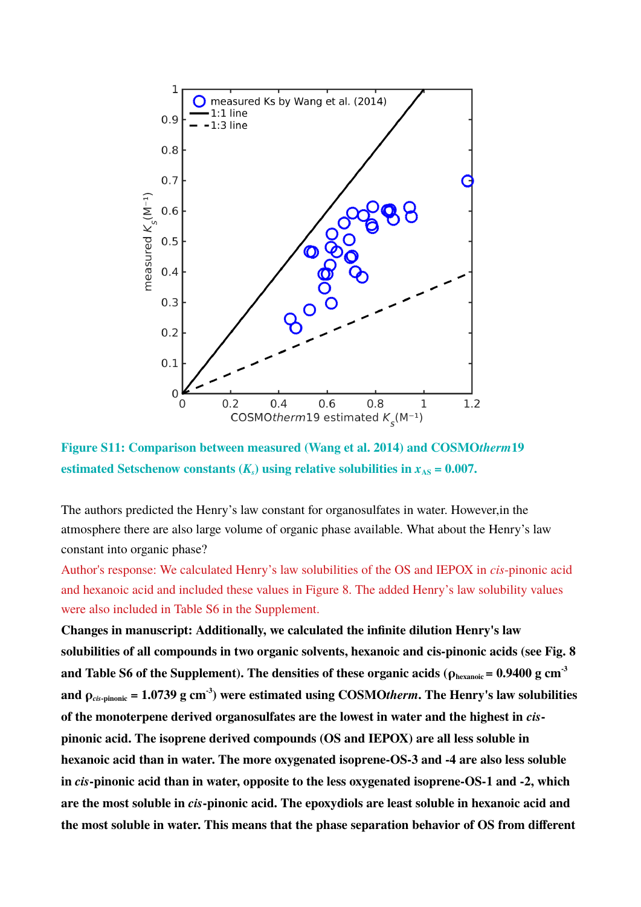Figure S11: Comparison between measured (Wang et al. 2014) and COSMO*therm*19 estimated Setschenow constants ($K_s$) using relative solubilities in $x_{AS}$ = 0.007.

The authors predicted the Henry's law constant for organosulfates in water. However,in the atmosphere there are also large volume of organic phase available. What about the Henry's law constant into organic phase?

Author's response: We calculated Henry's law solubilities of the OS and IEPOX in *cis*-pinonic acid and hexanoic acid and included these values in Figure 8. The added Henry's law solubility values were also included in Table S6 in the Supplement.

**Changes in manuscript: Additionally, we calculated the infinite dilution Henry's law solubilities of all compounds in two organic solvents, hexanoic and cis-pinonic acids (see Fig. 8 and Table S6 of the Supplement). The densities of these organic acids ($\rho_{hexanoic}$ = 0.9400 g cm$^{-3}$ and $\rho_{cis\text{-}pinonic}$ = 1.0739 g cm$^{-3}$) were estimated using COSMO*therm*. The Henry's law solubilities of the monoterpene derived organosulfates are the lowest in water and the highest in *cis*-pinonic acid. The isoprene derived compounds (OS and IEPOX) are all less soluble in hexanoic acid than in water. The more oxygenated isoprene-OS-3 and -4 are also less soluble in *cis*-pinonic acid than in water, opposite to the less oxygenated isoprene-OS-1 and -2, which are the most soluble in *cis*-pinonic acid. The epoxydiols are least soluble in hexanoic acid and the most soluble in water. This means that the phase separation behavior of OS from different**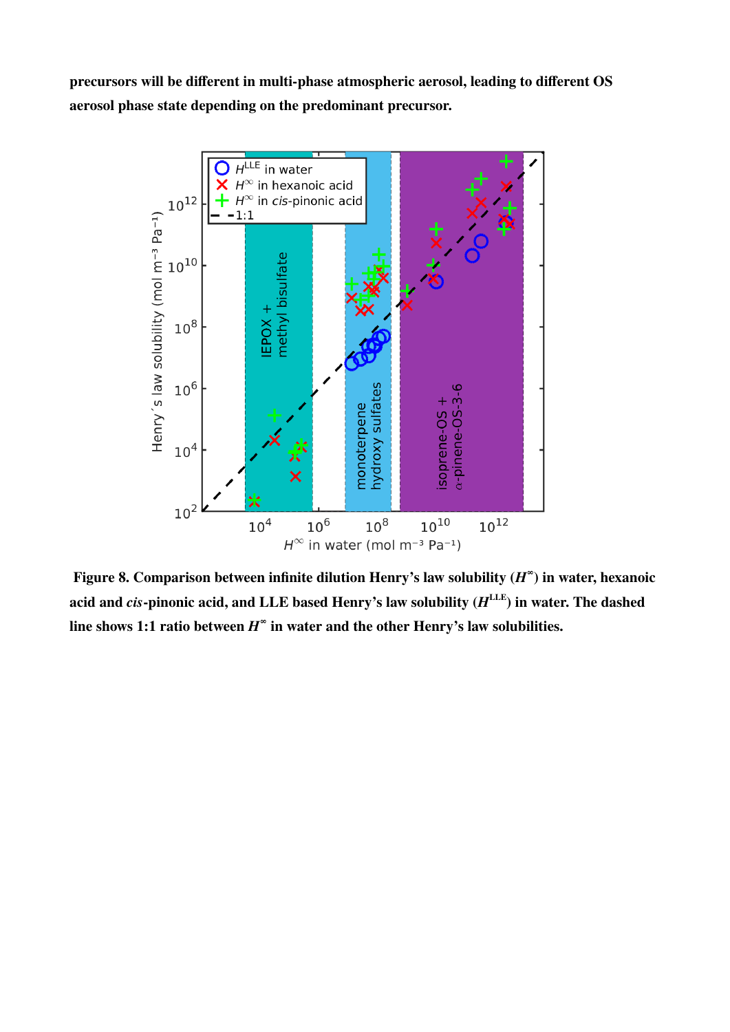**precursors will be different in multi-phase atmospheric aerosol, leading to different OS aerosol phase state depending on the predominant precursor.**

**Figure 8. Comparison between infinite dilution Henry's law solubility ($H^{\infty}$) in water, hexanoic acid and *cis*-pinonic acid, and LLE based Henry's law solubility ($H^{LLE}$) in water. The dashed line shows 1:1 ratio between $H^{\infty}$ in water and the other Henry's law solubilities.**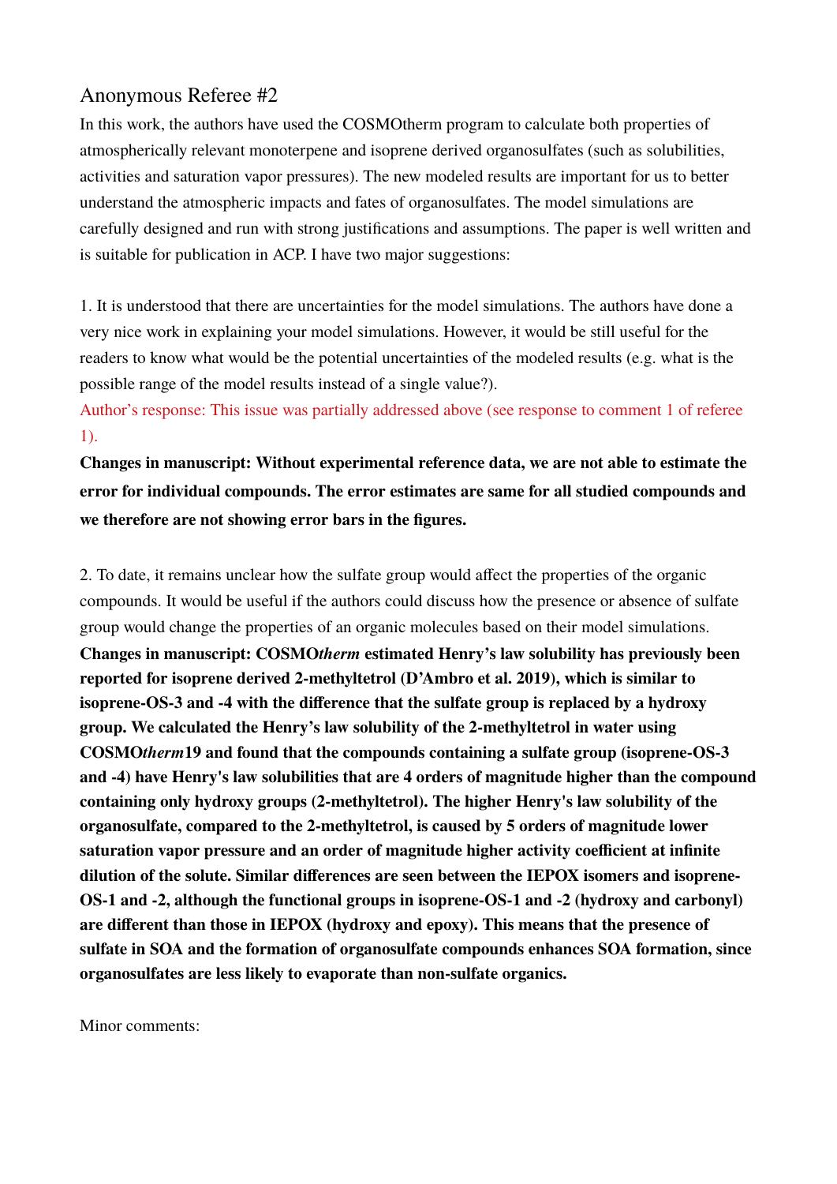## Anonymous Referee #2

In this work, the authors have used the COSMOtherm program to calculate both properties of atmospherically relevant monoterpene and isoprene derived organosulfates (such as solubilities, activities and saturation vapor pressures). The new modeled results are important for us to better understand the atmospheric impacts and fates of organosulfates. The model simulations are carefully designed and run with strong justifications and assumptions. The paper is well written and is suitable for publication in ACP. I have two major suggestions:

1. It is understood that there are uncertainties for the model simulations. The authors have done a very nice work in explaining your model simulations. However, it would be still useful for the readers to know what would be the potential uncertainties of the modeled results (e.g. what is the possible range of the model results instead of a single value?).

Author's response: This issue was partially addressed above (see response to comment 1 of referee 1).

**Changes in manuscript: Without experimental reference data, we are not able to estimate the error for individual compounds. The error estimates are same for all studied compounds and we therefore are not showing error bars in the figures.**

2. To date, it remains unclear how the sulfate group would affect the properties of the organic compounds. It would be useful if the authors could discuss how the presence or absence of sulfate group would change the properties of an organic molecules based on their model simulations.

**Changes in manuscript: COSMO*therm* estimated Henry's law solubility has previously been reported for isoprene derived 2-methyltetrol (D'Ambro et al. 2019), which is similar to isoprene-OS-3 and -4 with the difference that the sulfate group is replaced by a hydroxy group. We calculated the Henry's law solubility of the 2-methyltetrol in water using COSMO*therm*19 and found that the compounds containing a sulfate group (isoprene-OS-3 and -4) have Henry's law solubilities that are 4 orders of magnitude higher than the compound containing only hydroxy groups (2-methyltetrol). The higher Henry's law solubility of the organosulfate, compared to the 2-methyltetrol, is caused by 5 orders of magnitude lower saturation vapor pressure and an order of magnitude higher activity coefficient at infinite dilution of the solute. Similar differences are seen between the IEPOX isomers and isoprene-OS-1 and -2, although the functional groups in isoprene-OS-1 and -2 (hydroxy and carbonyl) are different than those in IEPOX (hydroxy and epoxy). This means that the presence of sulfate in SOA and the formation of organosulfate compounds enhances SOA formation, since organosulfates are less likely to evaporate than non-sulfate organics.**

Minor comments: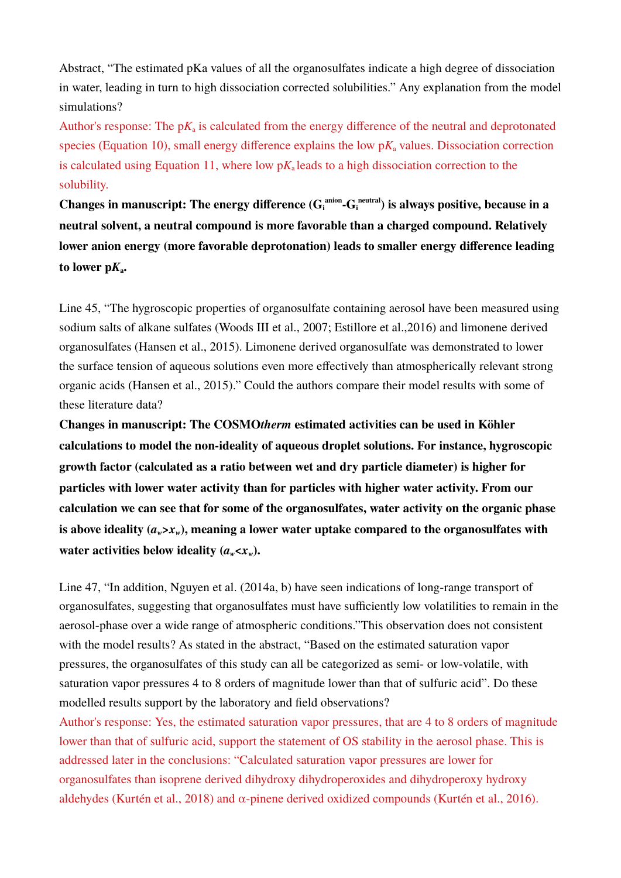Abstract, "The estimated pKa values of all the organosulfates indicate a high degree of dissociation in water, leading in turn to high dissociation corrected solubilities." Any explanation from the model simulations?

Author's response: The p$K_a$ is calculated from the energy difference of the neutral and deprotonated species (Equation 10), small energy difference explains the low p$K_a$ values. Dissociation correction is calculated using Equation 11, where low p$K_a$ leads to a high dissociation correction to the solubility.

**Changes in manuscript: The energy difference ($G_i^{anion}$-$G_i^{neutral}$) is always positive, because in a neutral solvent, a neutral compound is more favorable than a charged compound. Relatively lower anion energy (more favorable deprotonation) leads to smaller energy difference leading to lower p$K_a$.**

Line 45, "The hygroscopic properties of organosulfate containing aerosol have been measured using sodium salts of alkane sulfates (Woods III et al., 2007; Estillore et al.,2016) and limonene derived organosulfates (Hansen et al., 2015). Limonene derived organosulfate was demonstrated to lower the surface tension of aqueous solutions even more effectively than atmospherically relevant strong organic acids (Hansen et al., 2015)." Could the authors compare their model results with some of these literature data?

**Changes in manuscript: The COSMO*therm* estimated activities can be used in Köhler calculations to model the non-ideality of aqueous droplet solutions. For instance, hygroscopic growth factor (calculated as a ratio between wet and dry particle diameter) is higher for particles with lower water activity than for particles with higher water activity. From our calculation we can see that for some of the organosulfates, water activity on the organic phase is above ideality ($a_w$>$x_w$), meaning a lower water uptake compared to the organosulfates with water activities below ideality ($a_w$<$x_w$).**

Line 47, "In addition, Nguyen et al. (2014a, b) have seen indications of long-range transport of organosulfates, suggesting that organosulfates must have sufficiently low volatilities to remain in the aerosol-phase over a wide range of atmospheric conditions."This observation does not consistent with the model results? As stated in the abstract, "Based on the estimated saturation vapor pressures, the organosulfates of this study can all be categorized as semi- or low-volatile, with saturation vapor pressures 4 to 8 orders of magnitude lower than that of sulfuric acid". Do these modelled results support by the laboratory and field observations?

Author's response: Yes, the estimated saturation vapor pressures, that are 4 to 8 orders of magnitude lower than that of sulfuric acid, support the statement of OS stability in the aerosol phase. This is addressed later in the conclusions: "Calculated saturation vapor pressures are lower for organosulfates than isoprene derived dihydroxy dihydroperoxides and dihydroperoxy hydroxy aldehydes (Kurtén et al., 2018) and α-pinene derived oxidized compounds (Kurtén et al., 2016).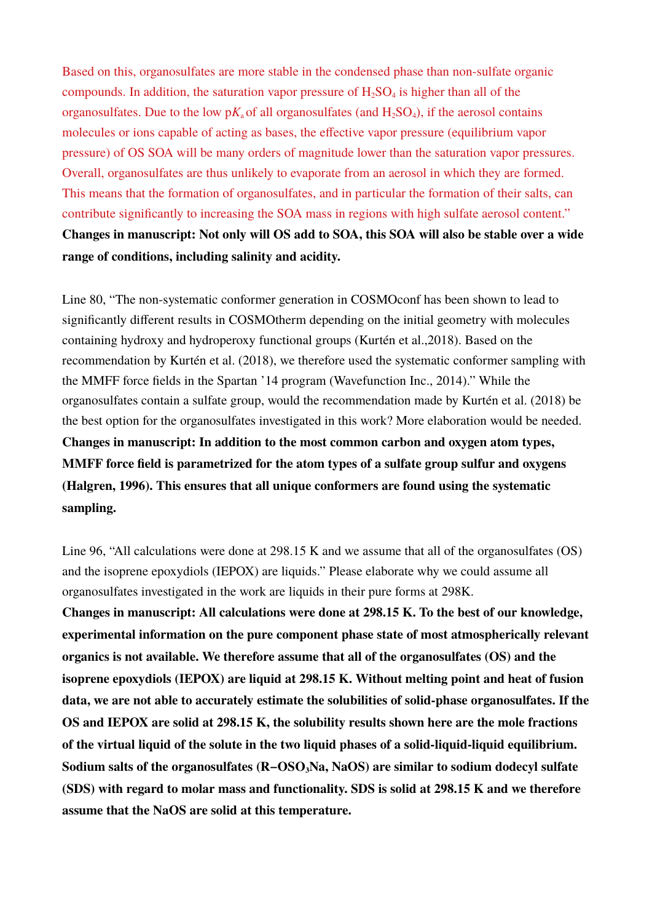Based on this, organosulfates are more stable in the condensed phase than non-sulfate organic compounds. In addition, the saturation vapor pressure of $H_2SO_4$ is higher than all of the organosulfates. Due to the low p$K_a$ of all organosulfates (and $H_2SO_4$), if the aerosol contains molecules or ions capable of acting as bases, the effective vapor pressure (equilibrium vapor pressure) of OS SOA will be many orders of magnitude lower than the saturation vapor pressures. Overall, organosulfates are thus unlikely to evaporate from an aerosol in which they are formed. This means that the formation of organosulfates, and in particular the formation of their salts, can contribute significantly to increasing the SOA mass in regions with high sulfate aerosol content."

**Changes in manuscript: Not only will OS add to SOA, this SOA will also be stable over a wide range of conditions, including salinity and acidity.**

Line 80, "The non-systematic conformer generation in COSMOconf has been shown to lead to significantly different results in COSMOtherm depending on the initial geometry with molecules containing hydroxy and hydroperoxy functional groups (Kurtén et al.,2018). Based on the recommendation by Kurtén et al. (2018), we therefore used the systematic conformer sampling with the MMFF force fields in the Spartan '14 program (Wavefunction Inc., 2014)." While the organosulfates contain a sulfate group, would the recommendation made by Kurtén et al. (2018) be the best option for the organosulfates investigated in this work? More elaboration would be needed.

**Changes in manuscript: In addition to the most common carbon and oxygen atom types, MMFF force field is parametrized for the atom types of a sulfate group sulfur and oxygens (Halgren, 1996). This ensures that all unique conformers are found using the systematic sampling.**

Line 96, "All calculations were done at 298.15 K and we assume that all of the organosulfates (OS) and the isoprene epoxydiols (IEPOX) are liquids." Please elaborate why we could assume all organosulfates investigated in the work are liquids in their pure forms at 298K.

**Changes in manuscript: All calculations were done at 298.15 K. To the best of our knowledge, experimental information on the pure component phase state of most atmospherically relevant organics is not available. We therefore assume that all of the organosulfates (OS) and the isoprene epoxydiols (IEPOX) are liquid at 298.15 K. Without melting point and heat of fusion data, we are not able to accurately estimate the solubilities of solid-phase organosulfates. If the OS and IEPOX are solid at 298.15 K, the solubility results shown here are the mole fractions of the virtual liquid of the solute in the two liquid phases of a solid-liquid-liquid equilibrium. Sodium salts of the organosulfates (R−$OSO_3$Na, NaOS) are similar to sodium dodecyl sulfate (SDS) with regard to molar mass and functionality. SDS is solid at 298.15 K and we therefore assume that the NaOS are solid at this temperature.**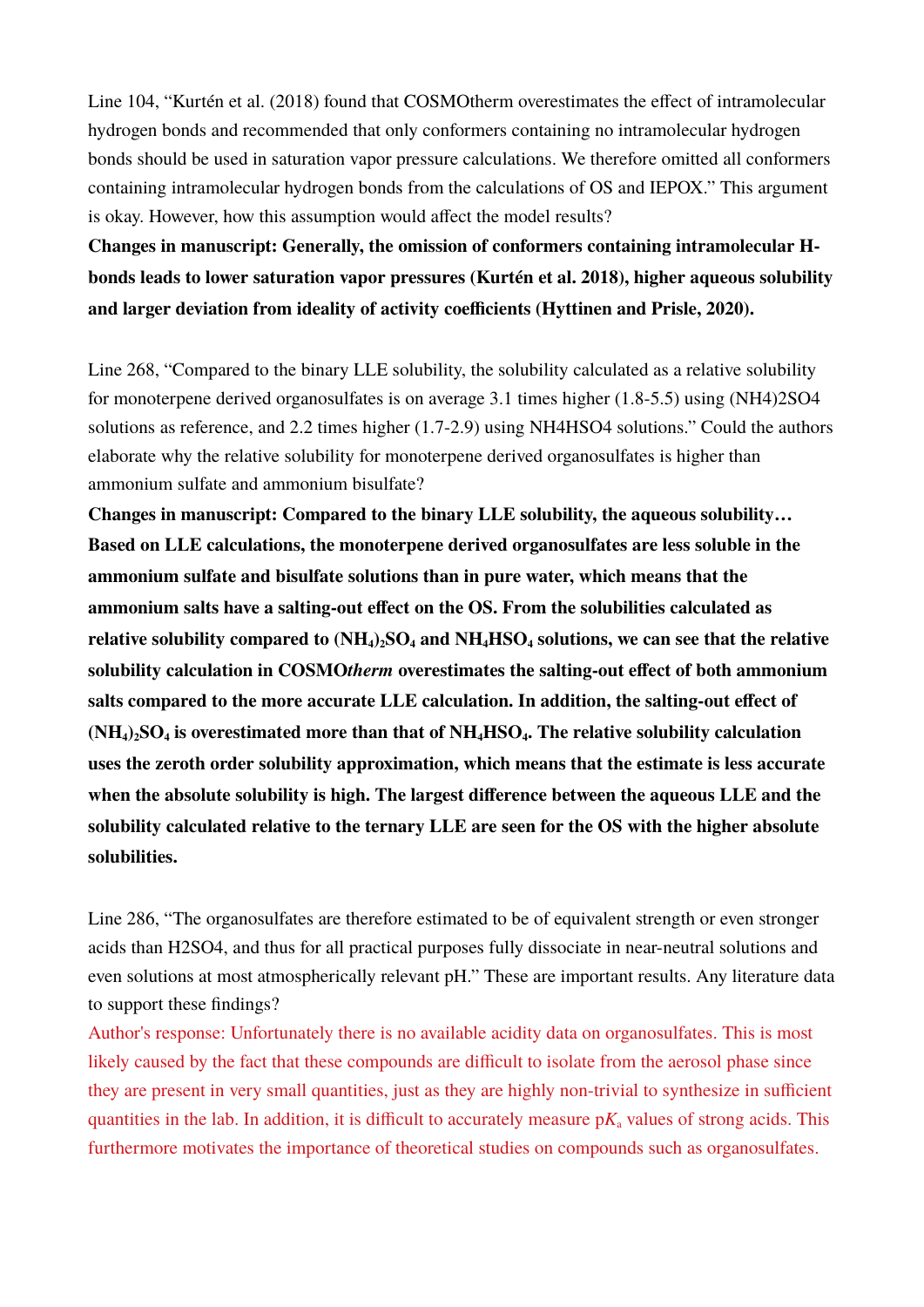Line 104, "Kurtén et al. (2018) found that COSMOtherm overestimates the effect of intramolecular hydrogen bonds and recommended that only conformers containing no intramolecular hydrogen bonds should be used in saturation vapor pressure calculations. We therefore omitted all conformers containing intramolecular hydrogen bonds from the calculations of OS and IEPOX." This argument is okay. However, how this assumption would affect the model results?

**Changes in manuscript: Generally, the omission of conformers containing intramolecular H-bonds leads to lower saturation vapor pressures (Kurtén et al. 2018), higher aqueous solubility and larger deviation from ideality of activity coefficients (Hyttinen and Prisle, 2020).**

Line 268, "Compared to the binary LLE solubility, the solubility calculated as a relative solubility for monoterpene derived organosulfates is on average 3.1 times higher (1.8-5.5) using (NH4)2SO4 solutions as reference, and 2.2 times higher (1.7-2.9) using NH4HSO4 solutions." Could the authors elaborate why the relative solubility for monoterpene derived organosulfates is higher than ammonium sulfate and ammonium bisulfate?

**Changes in manuscript: Compared to the binary LLE solubility, the aqueous solubility… Based on LLE calculations, the monoterpene derived organosulfates are less soluble in the ammonium sulfate and bisulfate solutions than in pure water, which means that the ammonium salts have a salting-out effect on the OS. From the solubilities calculated as relative solubility compared to $(NH_4)_2SO_4$ and $NH_4HSO_4$ solutions, we can see that the relative solubility calculation in COSMO*therm* overestimates the salting-out effect of both ammonium salts compared to the more accurate LLE calculation. In addition, the salting-out effect of $(NH_4)_2SO_4$ is overestimated more than that of $NH_4HSO_4$. The relative solubility calculation uses the zeroth order solubility approximation, which means that the estimate is less accurate when the absolute solubility is high. The largest difference between the aqueous LLE and the solubility calculated relative to the ternary LLE are seen for the OS with the higher absolute solubilities.**

Line 286, "The organosulfates are therefore estimated to be of equivalent strength or even stronger acids than H2SO4, and thus for all practical purposes fully dissociate in near-neutral solutions and even solutions at most atmospherically relevant pH." These are important results. Any literature data to support these findings?

Author's response: Unfortunately there is no available acidity data on organosulfates. This is most likely caused by the fact that these compounds are difficult to isolate from the aerosol phase since they are present in very small quantities, just as they are highly non-trivial to synthesize in sufficient quantities in the lab. In addition, it is difficult to accurately measure p$K_a$ values of strong acids. This furthermore motivates the importance of theoretical studies on compounds such as organosulfates.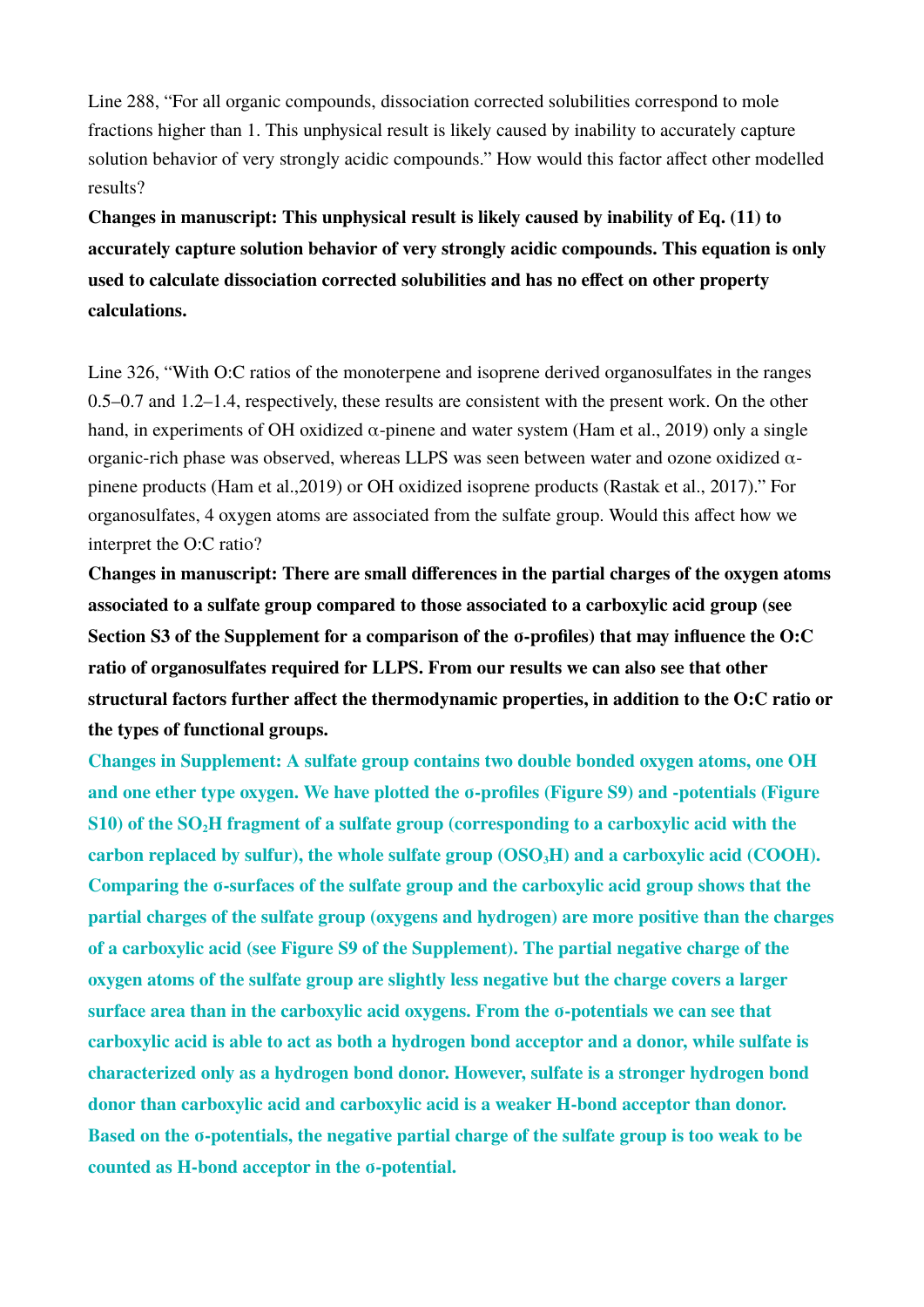Line 288, “For all organic compounds, dissociation corrected solubilities correspond to mole fractions higher than 1. This unphysical result is likely caused by inability to accurately capture solution behavior of very strongly acidic compounds.” How would this factor affect other modelled results?

**Changes in manuscript: This unphysical result is likely caused by inability of Eq. (11) to accurately capture solution behavior of very strongly acidic compounds. This equation is only used to calculate dissociation corrected solubilities and has no effect on other property calculations.**

Line 326, “With O:C ratios of the monoterpene and isoprene derived organosulfates in the ranges 0.5–0.7 and 1.2–1.4, respectively, these results are consistent with the present work. On the other hand, in experiments of OH oxidized α-pinene and water system (Ham et al., 2019) only a single organic-rich phase was observed, whereas LLPS was seen between water and ozone oxidized α-pinene products (Ham et al.,2019) or OH oxidized isoprene products (Rastak et al., 2017).” For organosulfates, 4 oxygen atoms are associated from the sulfate group. Would this affect how we interpret the O:C ratio?

**Changes in manuscript: There are small differences in the partial charges of the oxygen atoms associated to a sulfate group compared to those associated to a carboxylic acid group (see Section S3 of the Supplement for a comparison of the σ-profiles) that may influence the O:C ratio of organosulfates required for LLPS. From our results we can also see that other structural factors further affect the thermodynamic properties, in addition to the O:C ratio or the types of functional groups.**

**Changes in Supplement: A sulfate group contains two double bonded oxygen atoms, one OH and one ether type oxygen. We have plotted the σ-profiles (Figure S9) and -potentials (Figure S10) of the $SO_2H$ fragment of a sulfate group (corresponding to a carboxylic acid with the carbon replaced by sulfur), the whole sulfate group ($OSO_3H$) and a carboxylic acid (COOH). Comparing the σ-surfaces of the sulfate group and the carboxylic acid group shows that the partial charges of the sulfate group (oxygens and hydrogen) are more positive than the charges of a carboxylic acid (see Figure S9 of the Supplement). The partial negative charge of the oxygen atoms of the sulfate group are slightly less negative but the charge covers a larger surface area than in the carboxylic acid oxygens. From the σ-potentials we can see that carboxylic acid is able to act as both a hydrogen bond acceptor and a donor, while sulfate is characterized only as a hydrogen bond donor. However, sulfate is a stronger hydrogen bond donor than carboxylic acid and carboxylic acid is a weaker H-bond acceptor than donor. Based on the σ-potentials, the negative partial charge of the sulfate group is too weak to be counted as H-bond acceptor in the σ-potential.**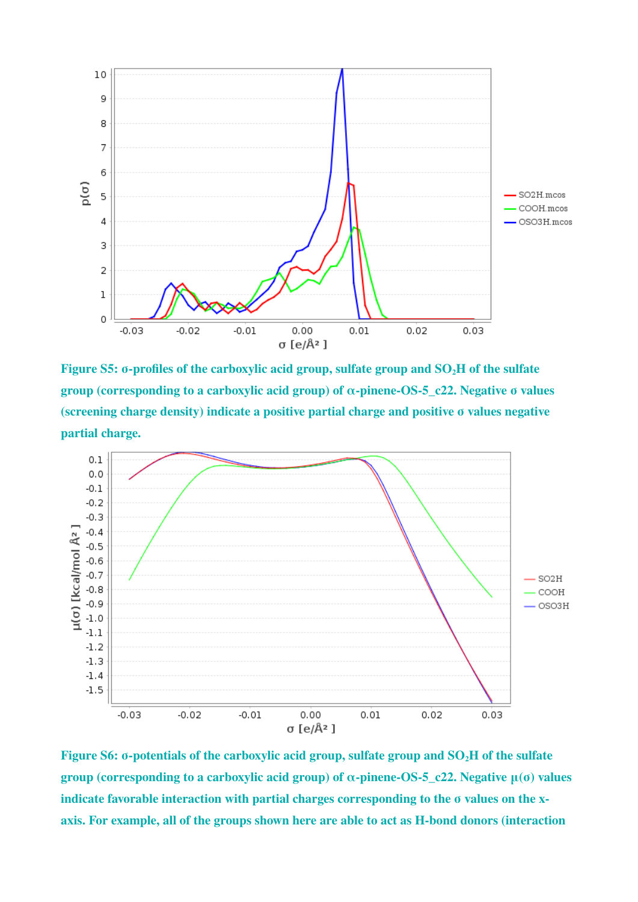**Figure S5: σ-profiles of the carboxylic acid group, sulfate group and $SO_2H$ of the sulfate group (corresponding to a carboxylic acid group) of α-pinene-OS-5_c22. Negative σ values (screening charge density) indicate a positive partial charge and positive σ values negative partial charge.**

**Figure S6: σ-potentials of the carboxylic acid group, sulfate group and $SO_2H$ of the sulfate group (corresponding to a carboxylic acid group) of α-pinene-OS-5_c22. Negative μ(σ) values indicate favorable interaction with partial charges corresponding to the σ values on the x-axis. For example, all of the groups shown here are able to act as H-bond donors (interaction**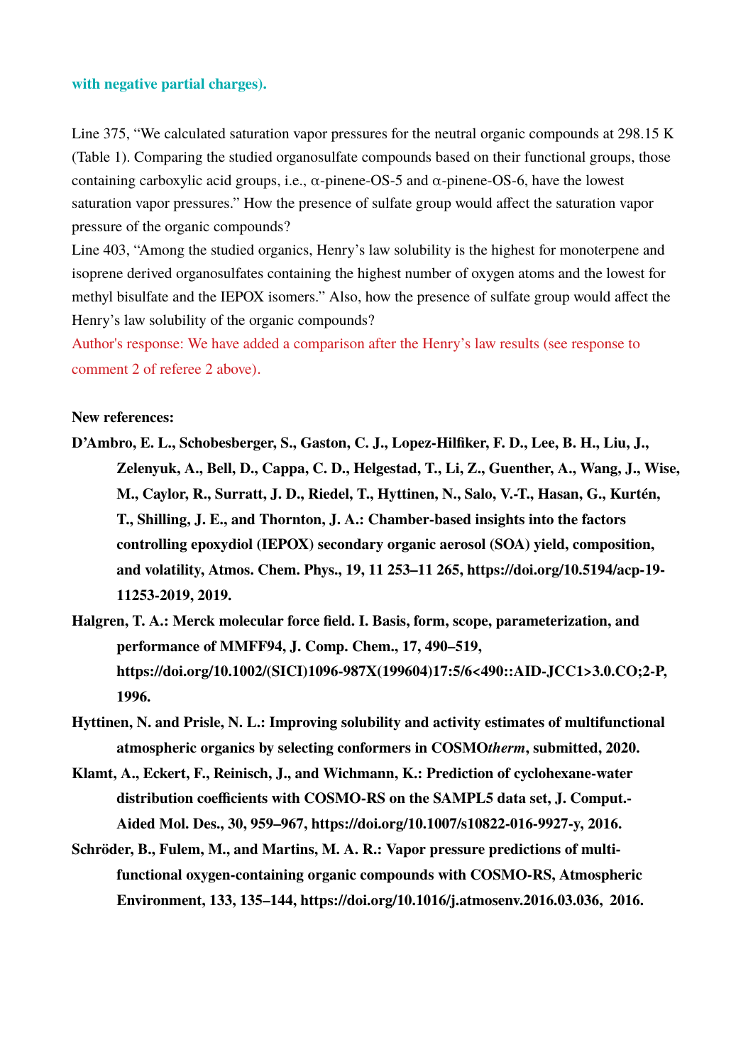**with negative partial charges).**

Line 375, "We calculated saturation vapor pressures for the neutral organic compounds at 298.15 K (Table 1). Comparing the studied organosulfate compounds based on their functional groups, those containing carboxylic acid groups, i.e., α-pinene-OS-5 and α-pinene-OS-6, have the lowest saturation vapor pressures." How the presence of sulfate group would affect the saturation vapor pressure of the organic compounds?

Line 403, "Among the studied organics, Henry's law solubility is the highest for monoterpene and isoprene derived organosulfates containing the highest number of oxygen atoms and the lowest for methyl bisulfate and the IEPOX isomers." Also, how the presence of sulfate group would affect the Henry's law solubility of the organic compounds?

Author's response: We have added a comparison after the Henry's law results (see response to comment 2 of referee 2 above).

**New references:**

**D'Ambro, E. L., Schobesberger, S., Gaston, C. J., Lopez-Hilfiker, F. D., Lee, B. H., Liu, J., Zelenyuk, A., Bell, D., Cappa, C. D., Helgestad, T., Li, Z., Guenther, A., Wang, J., Wise, M., Caylor, R., Surratt, J. D., Riedel, T., Hyttinen, N., Salo, V.-T., Hasan, G., Kurtén, T., Shilling, J. E., and Thornton, J. A.: Chamber-based insights into the factors controlling epoxydiol (IEPOX) secondary organic aerosol (SOA) yield, composition, and volatility, Atmos. Chem. Phys., 19, 11 253–11 265, https://doi.org/10.5194/acp-19-11253-2019, 2019.**

**Halgren, T. A.: Merck molecular force field. I. Basis, form, scope, parameterization, and performance of MMFF94, J. Comp. Chem., 17, 490–519, https://doi.org/10.1002/(SICI)1096-987X(199604)17:5/6<490::AID-JCC1>3.0.CO;2-P, 1996.**

**Hyttinen, N. and Prisle, N. L.: Improving solubility and activity estimates of multifunctional atmospheric organics by selecting conformers in COSMO*therm*, submitted, 2020.**

**Klamt, A., Eckert, F., Reinisch, J., and Wichmann, K.: Prediction of cyclohexane-water distribution coefficients with COSMO-RS on the SAMPL5 data set, J. Comput.-Aided Mol. Des., 30, 959–967, https://doi.org/10.1007/s10822-016-9927-y, 2016.**

**Schröder, B., Fulem, M., and Martins, M. A. R.: Vapor pressure predictions of multi-functional oxygen-containing organic compounds with COSMO-RS, Atmospheric Environment, 133, 135–144, https://doi.org/10.1016/j.atmosenv.2016.03.036, 2016.**